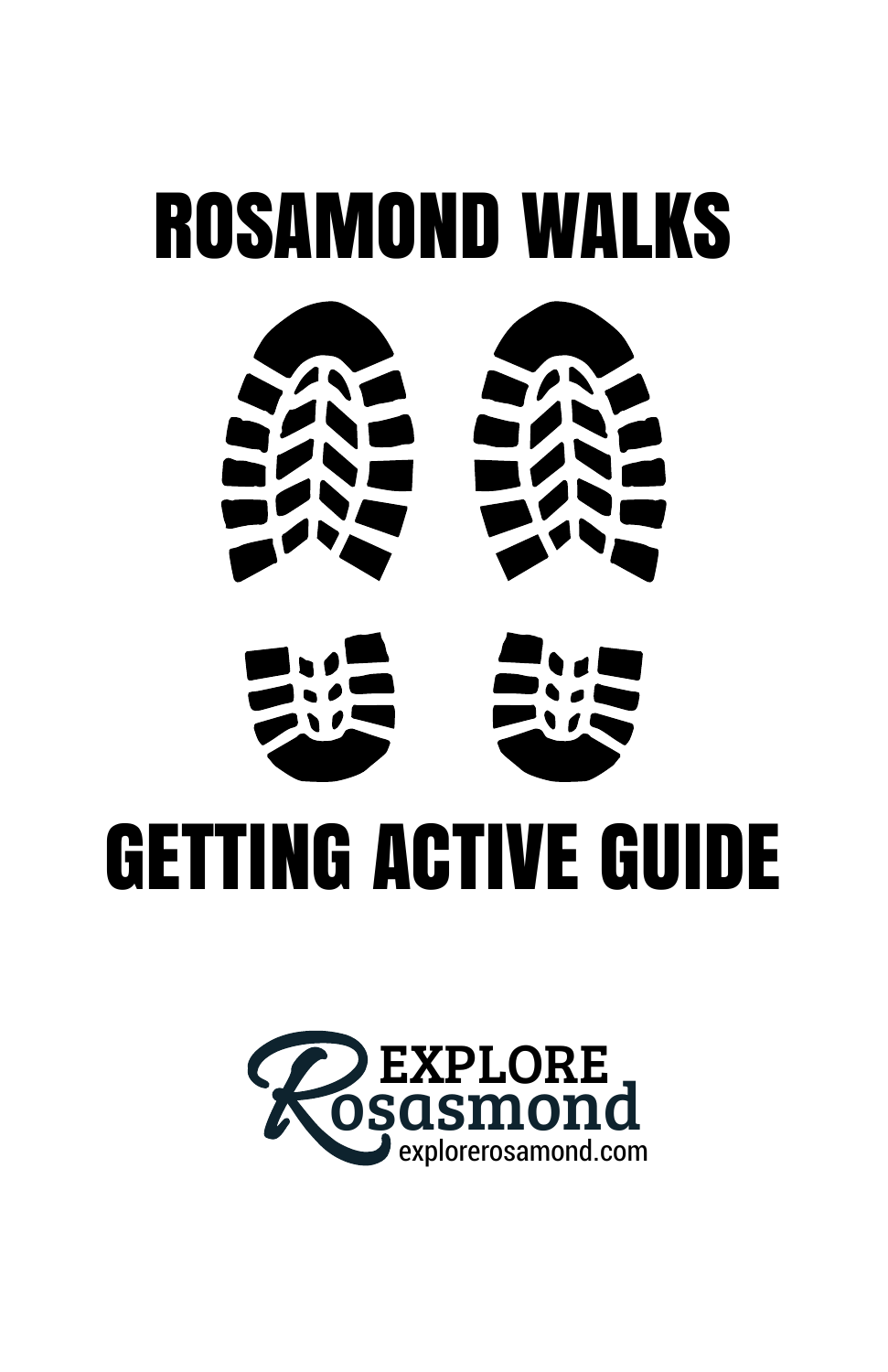# ROSAMOND WALKS

# GETTING ACTIVE GUIDE

EXPLORE
Rosasmond
explorerosamond.com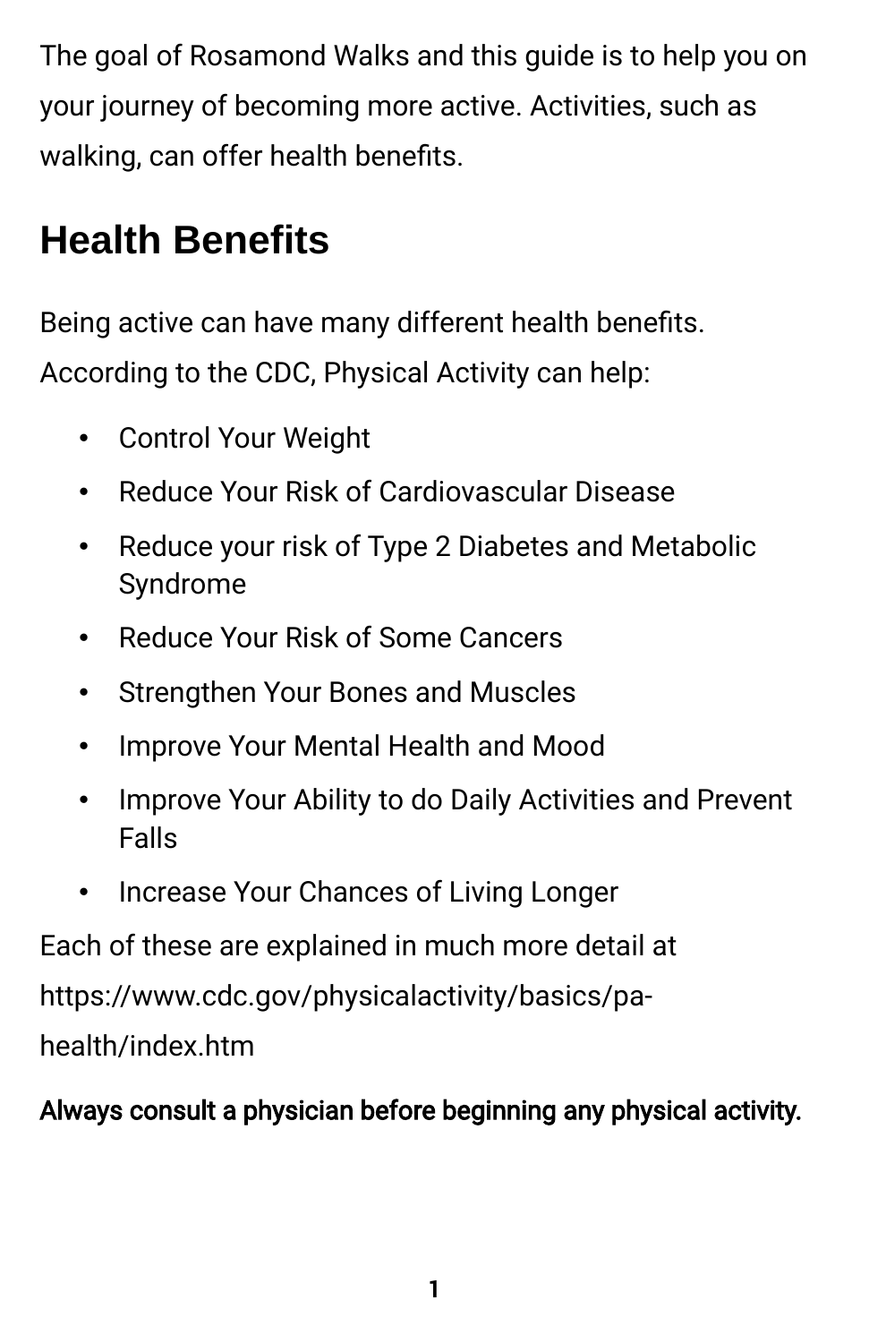The goal of Rosamond Walks and this guide is to help you on your journey of becoming more active. Activities, such as walking, can offer health benefits.

## Health Benefits

Being active can have many different health benefits. According to the CDC, Physical Activity can help:

- Control Your Weight
- Reduce Your Risk of Cardiovascular Disease
- Reduce your risk of Type 2 Diabetes and Metabolic Syndrome
- Reduce Your Risk of Some Cancers
- Strengthen Your Bones and Muscles
- Improve Your Mental Health and Mood
- Improve Your Ability to do Daily Activities and Prevent Falls
- Increase Your Chances of Living Longer

Each of these are explained in much more detail at https://www.cdc.gov/physicalactivity/basics/pa-health/index.htm

**Always consult a physician before beginning any physical activity.**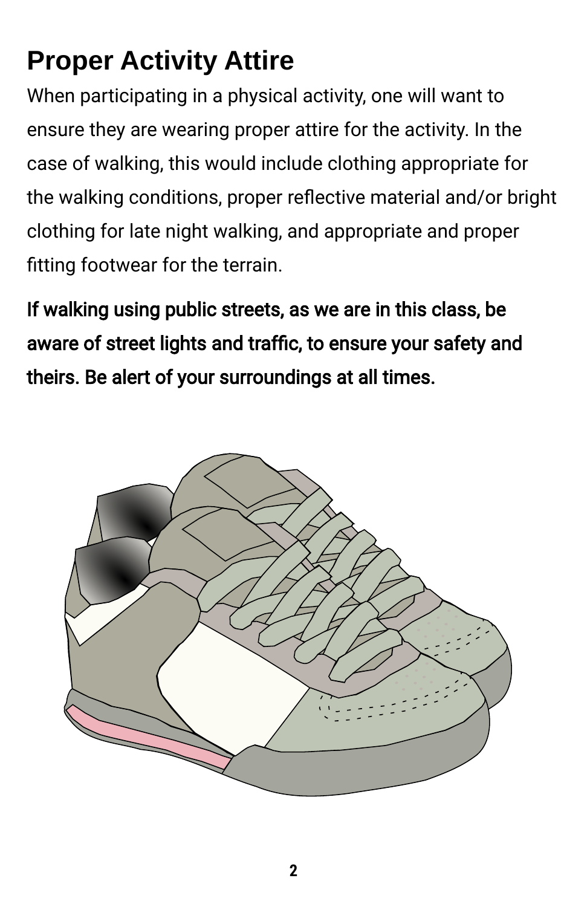# Proper Activity Attire

When participating in a physical activity, one will want to ensure they are wearing proper attire for the activity. In the case of walking, this would include clothing appropriate for the walking conditions, proper reflective material and/or bright clothing for late night walking, and appropriate and proper fitting footwear for the terrain.

**If walking using public streets, as we are in this class, be aware of street lights and traffic, to ensure your safety and theirs. Be alert of your surroundings at all times.**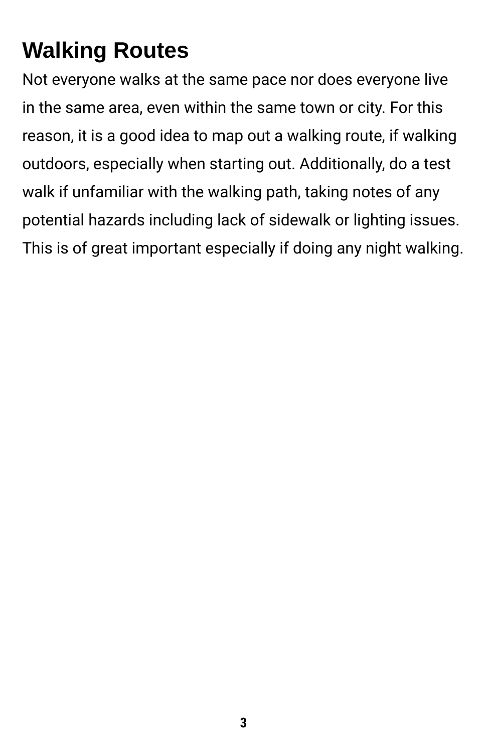## Walking Routes

Not everyone walks at the same pace nor does everyone live in the same area, even within the same town or city. For this reason, it is a good idea to map out a walking route, if walking outdoors, especially when starting out. Additionally, do a test walk if unfamiliar with the walking path, taking notes of any potential hazards including lack of sidewalk or lighting issues. This is of great important especially if doing any night walking.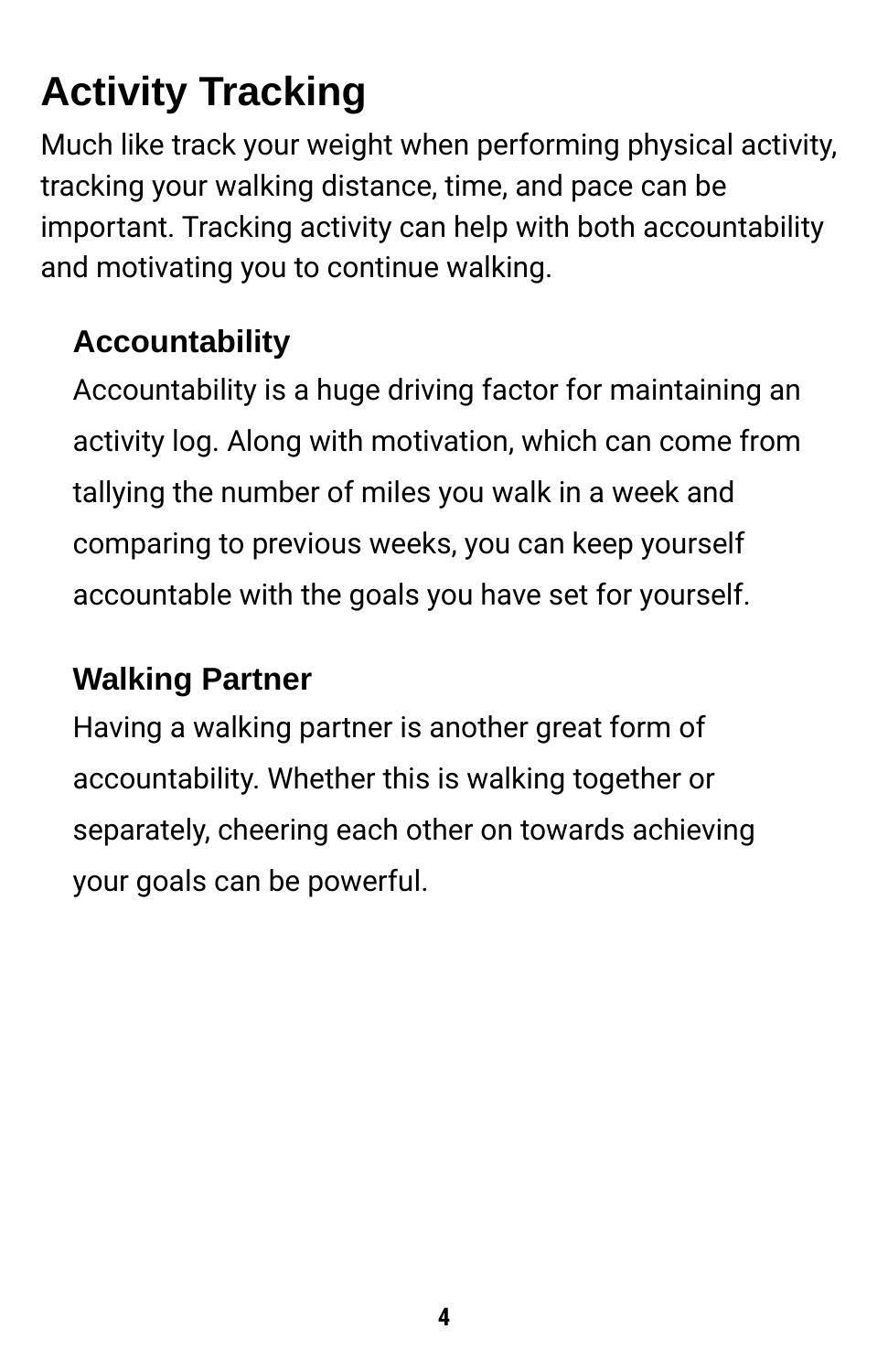# Activity Tracking

Much like track your weight when performing physical activity, tracking your walking distance, time, and pace can be important. Tracking activity can help with both accountability and motivating you to continue walking.

## Accountability

Accountability is a huge driving factor for maintaining an activity log. Along with motivation, which can come from tallying the number of miles you walk in a week and comparing to previous weeks, you can keep yourself accountable with the goals you have set for yourself.

## Walking Partner

Having a walking partner is another great form of accountability. Whether this is walking together or separately, cheering each other on towards achieving your goals can be powerful.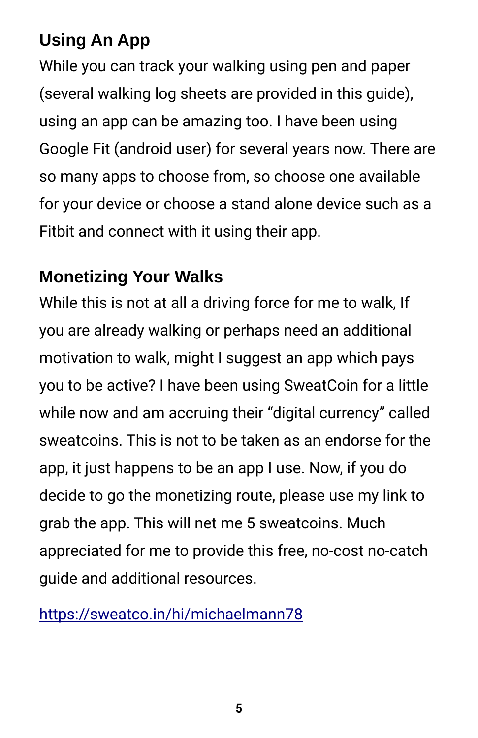## Using An App

While you can track your walking using pen and paper (several walking log sheets are provided in this guide), using an app can be amazing too. I have been using Google Fit (android user) for several years now. There are so many apps to choose from, so choose one available for your device or choose a stand alone device such as a Fitbit and connect with it using their app.

## Monetizing Your Walks

While this is not at all a driving force for me to walk, If you are already walking or perhaps need an additional motivation to walk, might I suggest an app which pays you to be active? I have been using SweatCoin for a little while now and am accruing their “digital currency” called sweatcoins. This is not to be taken as an endorse for the app, it just happens to be an app I use. Now, if you do decide to go the monetizing route, please use my link to grab the app. This will net me 5 sweatcoins. Much appreciated for me to provide this free, no-cost no-catch guide and additional resources.

[https://sweatco.in/hi/michaelmann78](https://sweatco.in/hi/michaelmann78)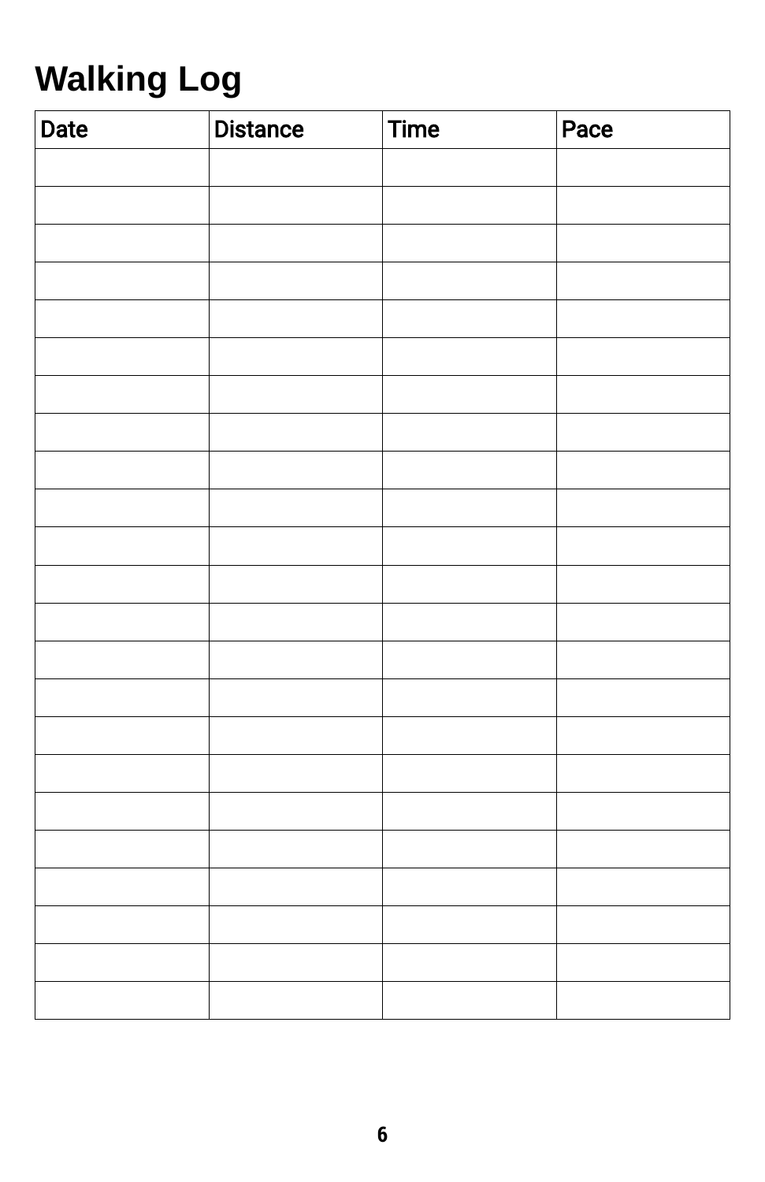# Walking Log

| Date | Distance | Time | Pace |
|---|---|---|---|
| | | | |
| | | | |
| | | | |
| | | | |
| | | | |
| | | | |
| | | | |
| | | | |
| | | | |
| | | | |
| | | | |
| | | | |
| | | | |
| | | | |
| | | | |
| | | | |
| | | | |
| | | | |
| | | | |
| | | | |
| | | | |
| | | | |
| | | | |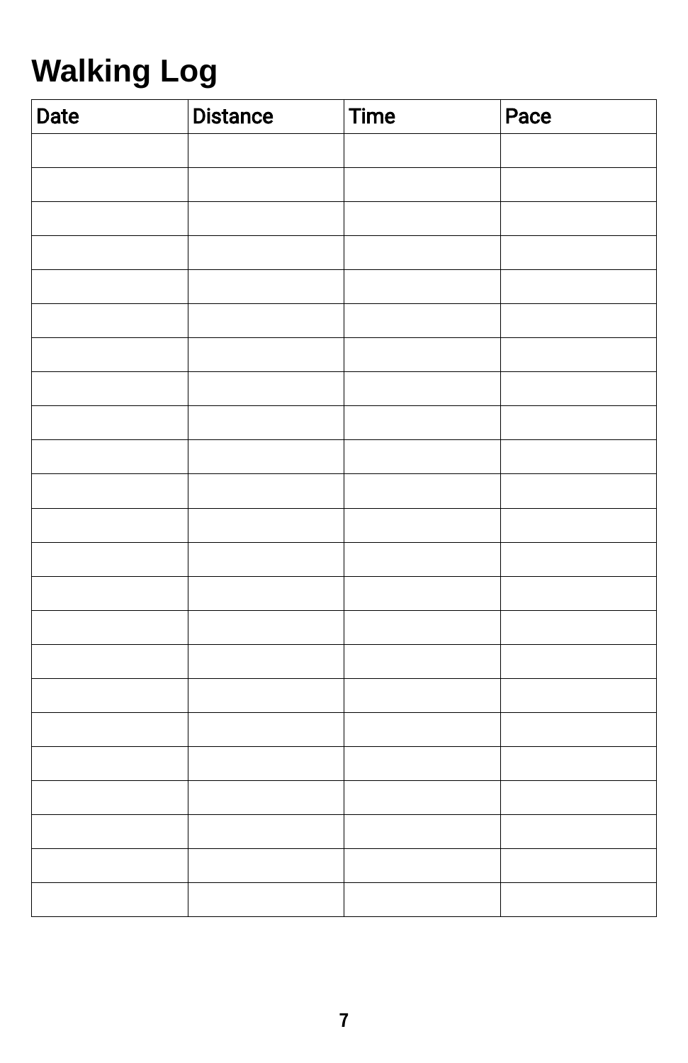# Walking Log

| Date | Distance | Time | Pace |
| --- | --- | --- | --- |
| | | | |
| | | | |
| | | | |
| | | | |
| | | | |
| | | | |
| | | | |
| | | | |
| | | | |
| | | | |
| | | | |
| | | | |
| | | | |
| | | | |
| | | | |
| | | | |
| | | | |
| | | | |
| | | | |
| | | | |
| | | | |
| | | | |
| | | | |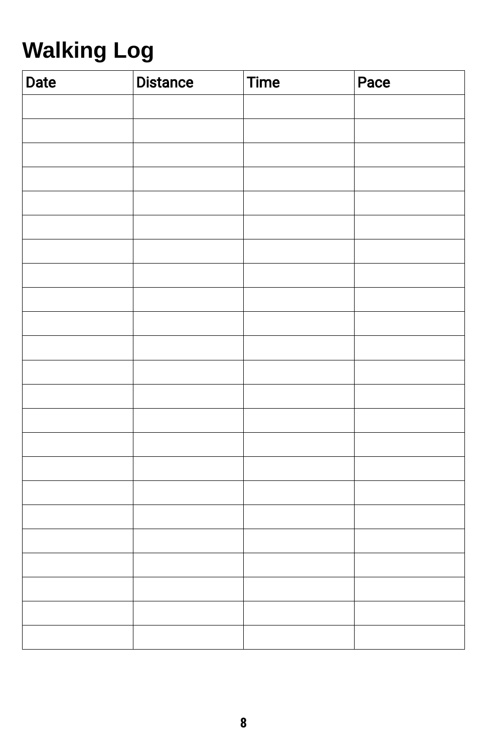# Walking Log

| Date | Distance | Time | Pace |
|---|---|---|---|
| | | | |
| | | | |
| | | | |
| | | | |
| | | | |
| | | | |
| | | | |
| | | | |
| | | | |
| | | | |
| | | | |
| | | | |
| | | | |
| | | | |
| | | | |
| | | | |
| | | | |
| | | | |
| | | | |
| | | | |
| | | | |
| | | | |
| | | | |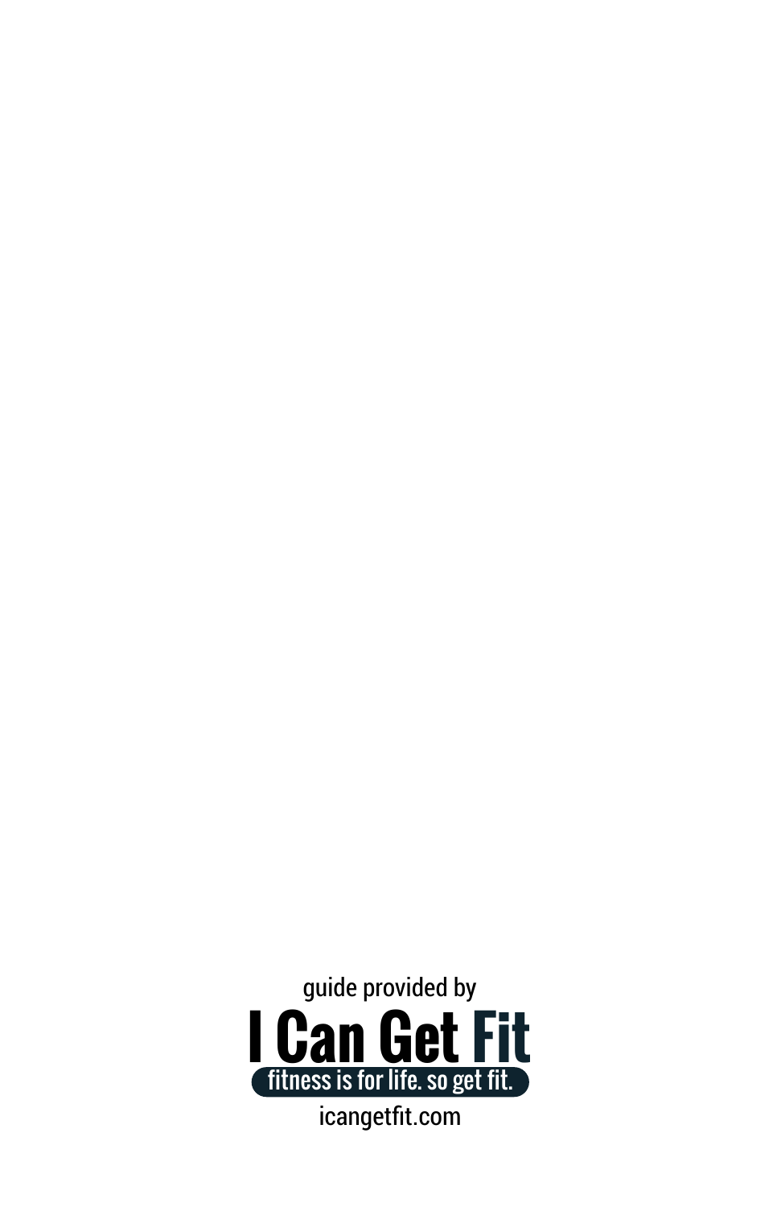guide provided by

**I Can Get Fit**

fitness is for life. so get fit.

icangetfit.com